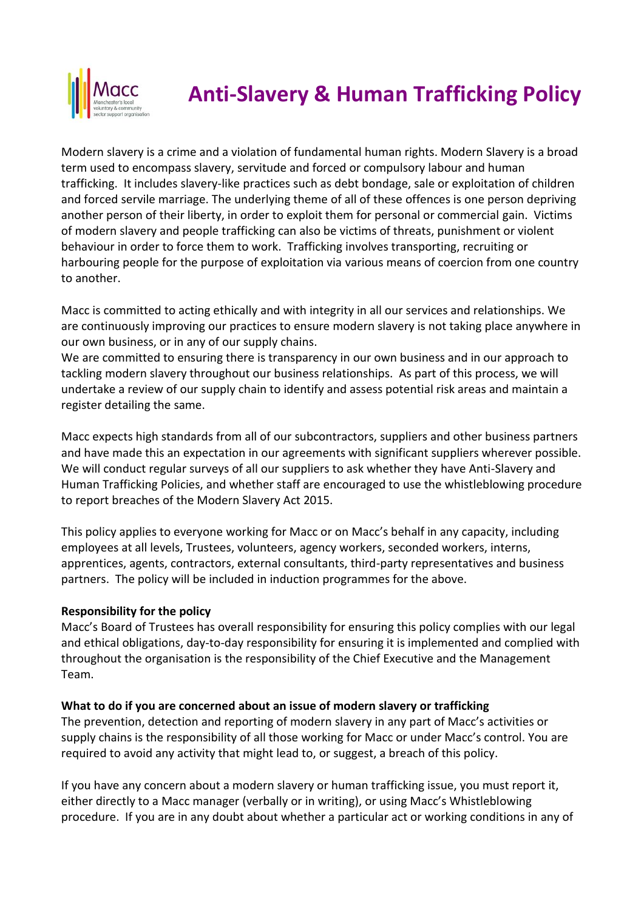# Anti-Slavery & Human Trafficking Policy

Modern slavery is a crime and a violation of fundamental human rights. Modern Slavery is a broad term used to encompass slavery, servitude and forced or compulsory labour and human trafficking. It includes slavery-like practices such as debt bondage, sale or exploitation of children and forced servile marriage. The underlying theme of all of these offences is one person depriving another person of their liberty, in order to exploit them for personal or commercial gain. Victims of modern slavery and people trafficking can also be victims of threats, punishment or violent behaviour in order to force them to work. Trafficking involves transporting, recruiting or harbouring people for the purpose of exploitation via various means of coercion from one country to another.

Macc is committed to acting ethically and with integrity in all our services and relationships. We are continuously improving our practices to ensure modern slavery is not taking place anywhere in our own business, or in any of our supply chains.
We are committed to ensuring there is transparency in our own business and in our approach to tackling modern slavery throughout our business relationships. As part of this process, we will undertake a review of our supply chain to identify and assess potential risk areas and maintain a register detailing the same.

Macc expects high standards from all of our subcontractors, suppliers and other business partners and have made this an expectation in our agreements with significant suppliers wherever possible. We will conduct regular surveys of all our suppliers to ask whether they have Anti-Slavery and Human Trafficking Policies, and whether staff are encouraged to use the whistleblowing procedure to report breaches of the Modern Slavery Act 2015.

This policy applies to everyone working for Macc or on Macc's behalf in any capacity, including employees at all levels, Trustees, volunteers, agency workers, seconded workers, interns, apprentices, agents, contractors, external consultants, third-party representatives and business partners. The policy will be included in induction programmes for the above.

**Responsibility for the policy**
Macc's Board of Trustees has overall responsibility for ensuring this policy complies with our legal and ethical obligations, day-to-day responsibility for ensuring it is implemented and complied with throughout the organisation is the responsibility of the Chief Executive and the Management Team.

**What to do if you are concerned about an issue of modern slavery or trafficking**
The prevention, detection and reporting of modern slavery in any part of Macc's activities or supply chains is the responsibility of all those working for Macc or under Macc's control. You are required to avoid any activity that might lead to, or suggest, a breach of this policy.

If you have any concern about a modern slavery or human trafficking issue, you must report it, either directly to a Macc manager (verbally or in writing), or using Macc's Whistleblowing procedure. If you are in any doubt about whether a particular act or working conditions in any of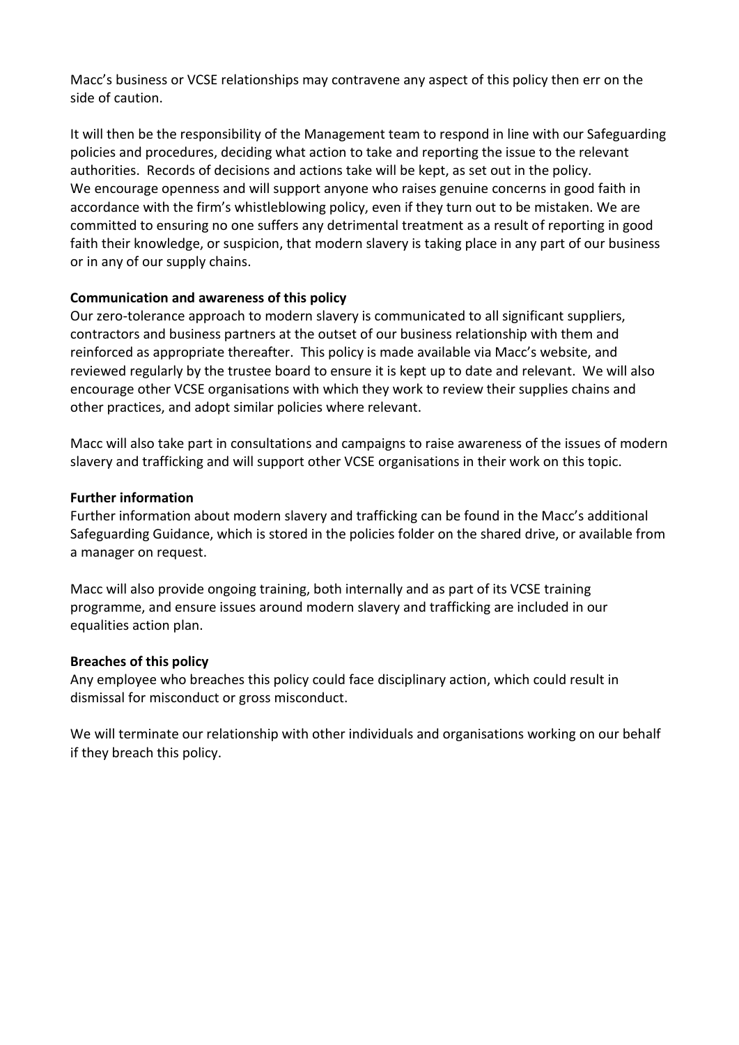Macc's business or VCSE relationships may contravene any aspect of this policy then err on the side of caution.

It will then be the responsibility of the Management team to respond in line with our Safeguarding policies and procedures, deciding what action to take and reporting the issue to the relevant authorities. Records of decisions and actions take will be kept, as set out in the policy.
We encourage openness and will support anyone who raises genuine concerns in good faith in accordance with the firm's whistleblowing policy, even if they turn out to be mistaken. We are committed to ensuring no one suffers any detrimental treatment as a result of reporting in good faith their knowledge, or suspicion, that modern slavery is taking place in any part of our business or in any of our supply chains.

**Communication and awareness of this policy**
Our zero-tolerance approach to modern slavery is communicated to all significant suppliers, contractors and business partners at the outset of our business relationship with them and reinforced as appropriate thereafter. This policy is made available via Macc's website, and reviewed regularly by the trustee board to ensure it is kept up to date and relevant. We will also encourage other VCSE organisations with which they work to review their supplies chains and other practices, and adopt similar policies where relevant.

Macc will also take part in consultations and campaigns to raise awareness of the issues of modern slavery and trafficking and will support other VCSE organisations in their work on this topic.

**Further information**
Further information about modern slavery and trafficking can be found in the Macc's additional Safeguarding Guidance, which is stored in the policies folder on the shared drive, or available from a manager on request.

Macc will also provide ongoing training, both internally and as part of its VCSE training programme, and ensure issues around modern slavery and trafficking are included in our equalities action plan.

**Breaches of this policy**
Any employee who breaches this policy could face disciplinary action, which could result in dismissal for misconduct or gross misconduct.

We will terminate our relationship with other individuals and organisations working on our behalf if they breach this policy.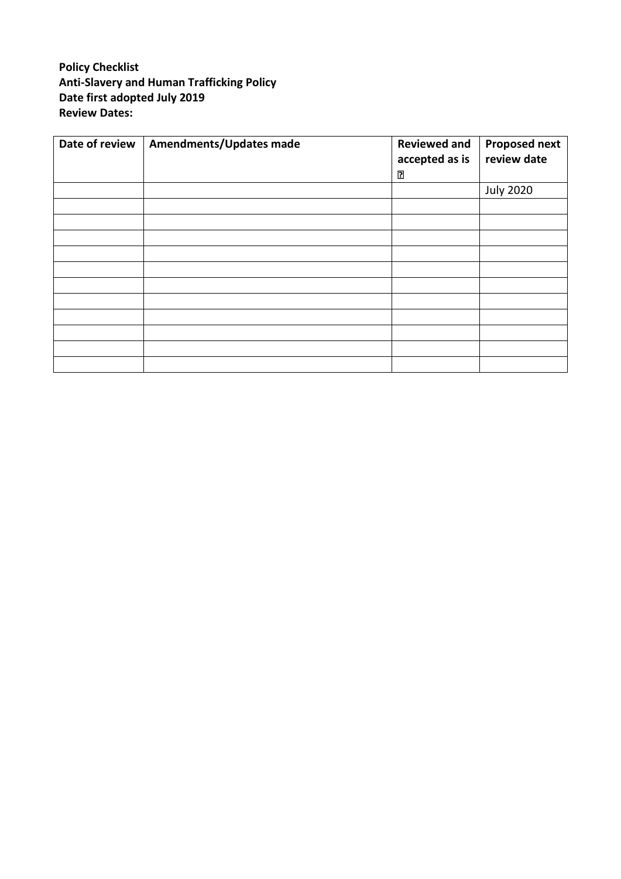**Policy Checklist**
**Anti-Slavery and Human Trafficking Policy**
**Date first adopted July 2019**
**Review Dates:**

| Date of review | Amendments/Updates made | Reviewed and accepted as is ☐ | Proposed next review date |
|---|---|---|---|
| | | | July 2020 |
| | | | |
| | | | |
| | | | |
| | | | |
| | | | |
| | | | |
| | | | |
| | | | |
| | | | |
| | | | |
| | | | |